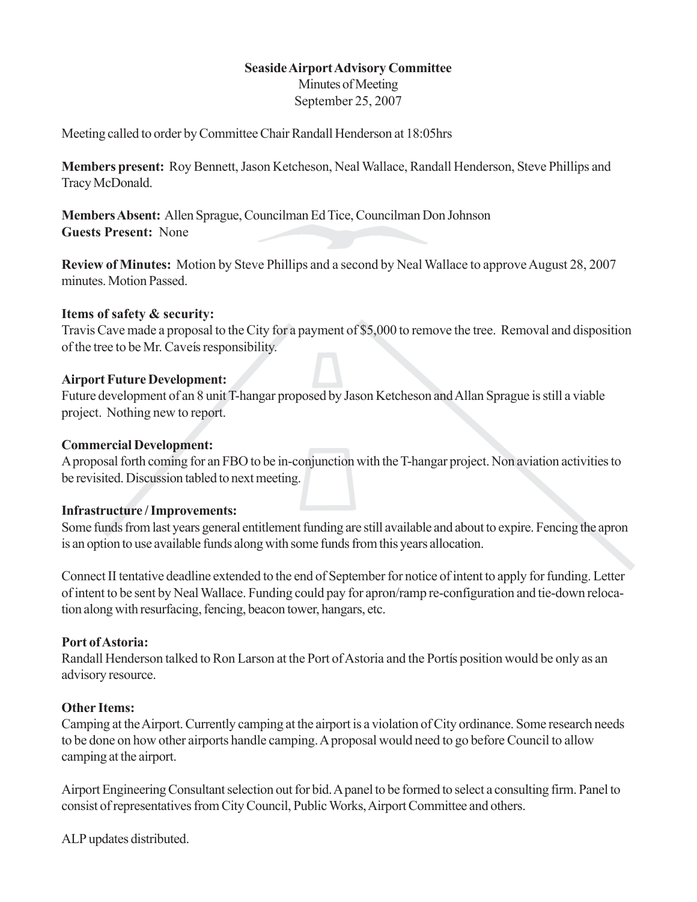**Seaside Airport Advisory Committee**

Minutes of Meeting

September 25, 2007

Meeting called to order by Committee Chair Randall Henderson at 18:05hrs

**Members present:** Roy Bennett, Jason Ketcheson, Neal Wallace, Randall Henderson, Steve Phillips and Tracy McDonald.

**Members Absent:** Allen Sprague, Councilman Ed Tice, Councilman Don Johnson
**Guests Present:** None

**Review of Minutes:** Motion by Steve Phillips and a second by Neal Wallace to approve August 28, 2007 minutes. Motion Passed.

**Items of safety & security:**

Travis Cave made a proposal to the City for a payment of $5,000 to remove the tree. Removal and disposition of the tree to be Mr. Caveís responsibility.

**Airport Future Development:**

Future development of an 8 unit T-hangar proposed by Jason Ketcheson and Allan Sprague is still a viable project. Nothing new to report.

**Commercial Development:**

A proposal forth coming for an FBO to be in-conjunction with the T-hangar project. Non aviation activities to be revisited. Discussion tabled to next meeting.

**Infrastructure / Improvements:**

Some funds from last years general entitlement funding are still available and about to expire. Fencing the apron is an option to use available funds along with some funds from this years allocation.

Connect II tentative deadline extended to the end of September for notice of intent to apply for funding. Letter of intent to be sent by Neal Wallace. Funding could pay for apron/ramp re-configuration and tie-down relocation along with resurfacing, fencing, beacon tower, hangars, etc.

**Port of Astoria:**

Randall Henderson talked to Ron Larson at the Port of Astoria and the Portís position would be only as an advisory resource.

**Other Items:**

Camping at the Airport. Currently camping at the airport is a violation of City ordinance. Some research needs to be done on how other airports handle camping. A proposal would need to go before Council to allow camping at the airport.

Airport Engineering Consultant selection out for bid. A panel to be formed to select a consulting firm. Panel to consist of representatives from City Council, Public Works, Airport Committee and others.

ALP updates distributed.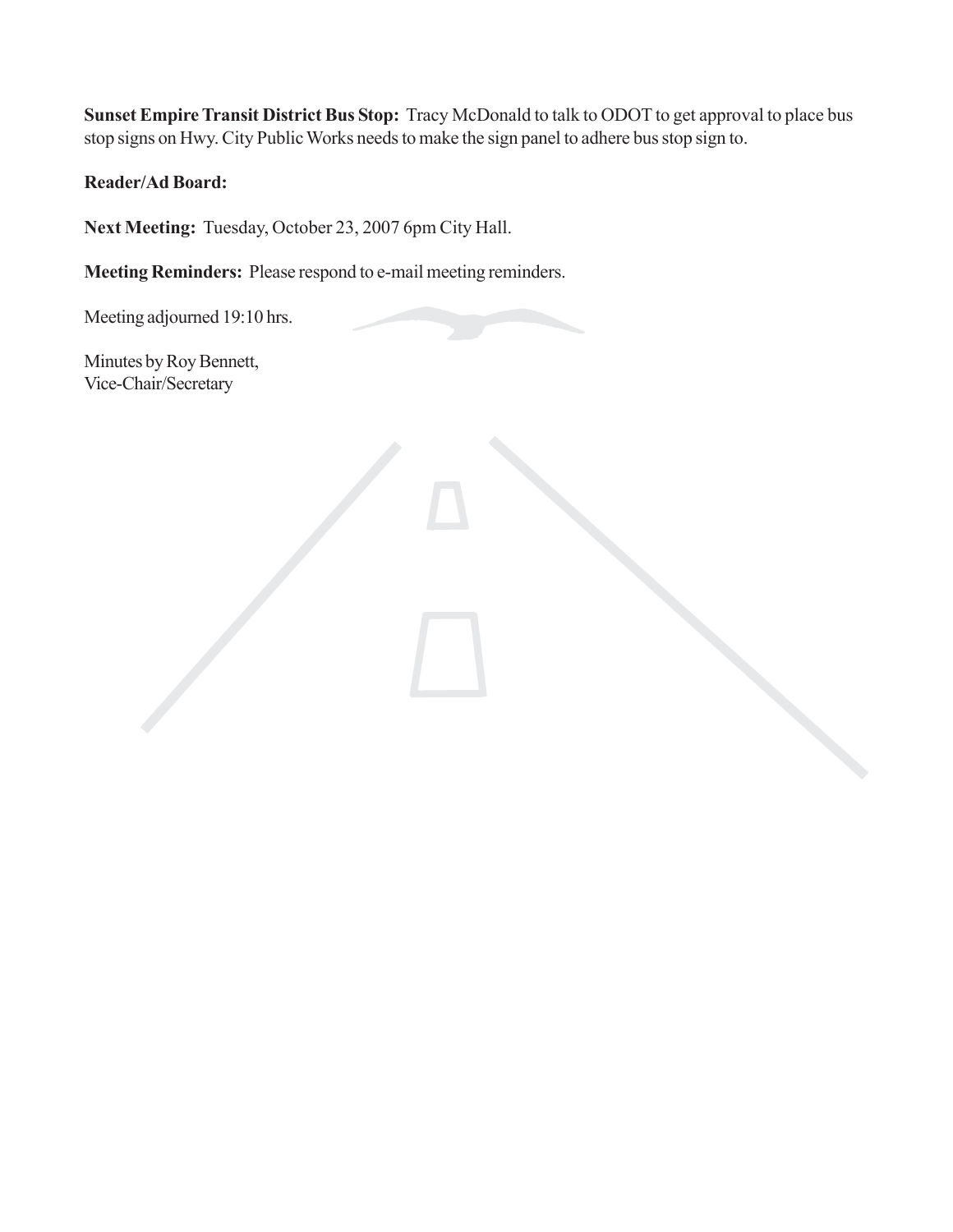**Sunset Empire Transit District Bus Stop:** Tracy McDonald to talk to ODOT to get approval to place bus stop signs on Hwy. City Public Works needs to make the sign panel to adhere bus stop sign to.

**Reader/Ad Board:**

**Next Meeting:** Tuesday, October 23, 2007 6pm City Hall.

**Meeting Reminders:** Please respond to e-mail meeting reminders.

Meeting adjourned 19:10 hrs.

Minutes by Roy Bennett,
Vice-Chair/Secretary